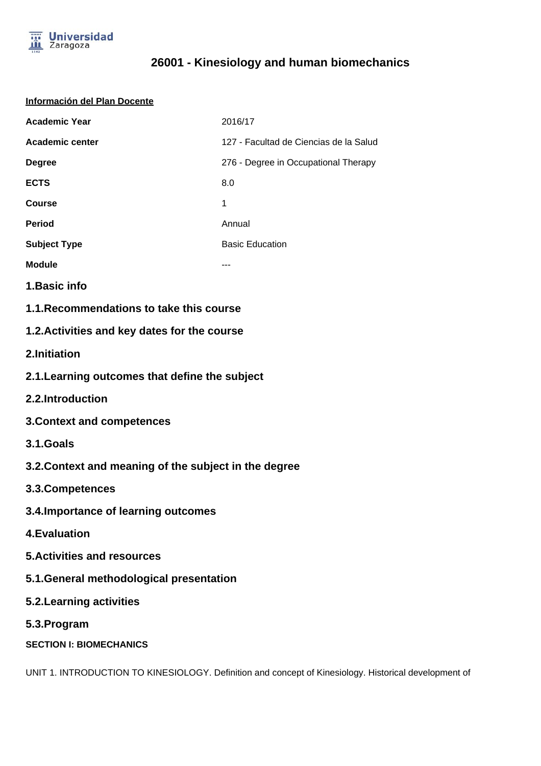# 26001 - Kinesiology and human biomechanics

**Información del Plan Docente**

| | |
|---|---|
| **Academic Year** | 2016/17 |
| **Academic center** | 127 - Facultad de Ciencias de la Salud |
| **Degree** | 276 - Degree in Occupational Therapy |
| **ECTS** | 8.0 |
| **Course** | 1 |
| **Period** | Annual |
| **Subject Type** | Basic Education |
| **Module** | --- |

## 1.Basic info

### 1.1.Recommendations to take this course

### 1.2.Activities and key dates for the course

## 2.Initiation

### 2.1.Learning outcomes that define the subject

### 2.2.Introduction

## 3.Context and competences

### 3.1.Goals

### 3.2.Context and meaning of the subject in the degree

### 3.3.Competences

### 3.4.Importance of learning outcomes

## 4.Evaluation

## 5.Activities and resources

### 5.1.General methodological presentation

### 5.2.Learning activities

### 5.3.Program

**SECTION I: BIOMECHANICS**

UNIT 1. INTRODUCTION TO KINESIOLOGY. Definition and concept of Kinesiology. Historical development of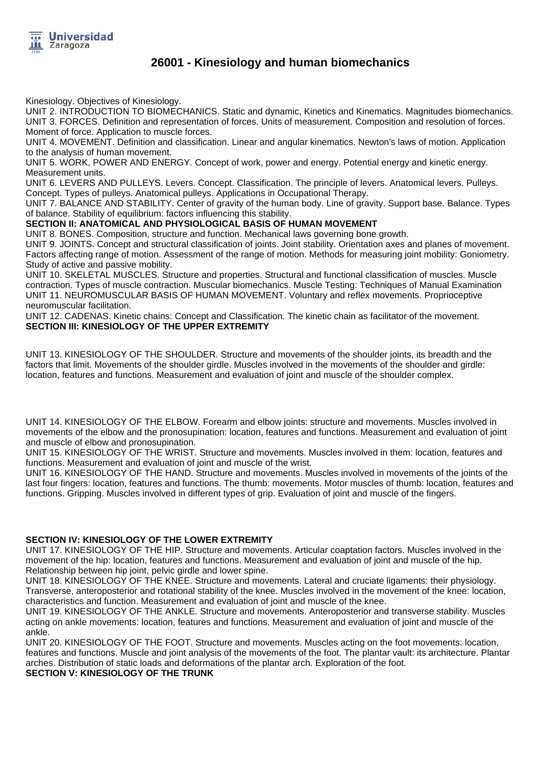# 26001 - Kinesiology and human biomechanics

Kinesiology. Objectives of Kinesiology.

UNIT 2. INTRODUCTION TO BIOMECHANICS. Static and dynamic, Kinetics and Kinematics. Magnitudes biomechanics.

UNIT 3. FORCES. Definition and representation of forces. Units of measurement. Composition and resolution of forces. Moment of force. Application to muscle forces.

UNIT 4. MOVEMENT. Definition and classification. Linear and angular kinematics. Newton's laws of motion. Application to the analysis of human movement.

UNIT 5. WORK, POWER AND ENERGY. Concept of work, power and energy. Potential energy and kinetic energy. Measurement units.

UNIT 6. LEVERS AND PULLEYS. Levers. Concept. Classification. The principle of levers. Anatomical levers. Pulleys. Concept. Types of pulleys. Anatomical pulleys. Applications in Occupational Therapy.

UNIT 7. BALANCE AND STABILITY. Center of gravity of the human body. Line of gravity. Support base. Balance. Types of balance. Stability of equilibrium: factors influencing this stability.

**SECTION II: ANATOMICAL AND PHYSIOLOGICAL BASIS OF HUMAN MOVEMENT**

UNIT 8. BONES. Composition, structure and function. Mechanical laws governing bone growth.

UNIT 9. JOINTS. Concept and structural classification of joints. Joint stability. Orientation axes and planes of movement. Factors affecting range of motion. Assessment of the range of motion. Methods for measuring joint mobility: Goniometry. Study of active and passive mobility.

UNIT 10. SKELETAL MUSCLES. Structure and properties. Structural and functional classification of muscles. Muscle contraction. Types of muscle contraction. Muscular biomechanics. Muscle Testing: Techniques of Manual Examination

UNIT 11. NEUROMUSCULAR BASIS OF HUMAN MOVEMENT. Voluntary and reflex movements. Proprioceptive neuromuscular facilitation.

UNIT 12. CADENAS. Kinetic chains: Concept and Classification. The kinetic chain as facilitator of the movement.

**SECTION III: KINESIOLOGY OF THE UPPER EXTREMITY**

UNIT 13. KINESIOLOGY OF THE SHOULDER. Structure and movements of the shoulder joints, its breadth and the factors that limit. Movements of the shoulder girdle. Muscles involved in the movements of the shoulder and girdle: location, features and functions. Measurement and evaluation of joint and muscle of the shoulder complex.

UNIT 14. KINESIOLOGY OF THE ELBOW. Forearm and elbow joints: structure and movements. Muscles involved in movements of the elbow and the pronosupination: location, features and functions. Measurement and evaluation of joint and muscle of elbow and pronosupination.

UNIT 15. KINESIOLOGY OF THE WRIST. Structure and movements. Muscles involved in them: location, features and functions. Measurement and evaluation of joint and muscle of the wrist.

UNIT 16. KINESIOLOGY OF THE HAND. Structure and movements. Muscles involved in movements of the joints of the last four fingers: location, features and functions. The thumb: movements. Motor muscles of thumb: location, features and functions. Gripping. Muscles involved in different types of grip. Evaluation of joint and muscle of the fingers.

**SECTION IV: KINESIOLOGY OF THE LOWER EXTREMITY**

UNIT 17. KINESIOLOGY OF THE HIP. Structure and movements. Articular coaptation factors. Muscles involved in the movement of the hip: location, features and functions. Measurement and evaluation of joint and muscle of the hip. Relationship between hip joint, pelvic girdle and lower spine.

UNIT 18. KINESIOLOGY OF THE KNEE. Structure and movements. Lateral and cruciate ligaments: their physiology. Transverse, anteroposterior and rotational stability of the knee. Muscles involved in the movement of the knee: location, characteristics and function. Measurement and evaluation of joint and muscle of the knee.

UNIT 19. KINESIOLOGY OF THE ANKLE. Structure and movements. Anteroposterior and transverse stability. Muscles acting on ankle movements: location, features and functions. Measurement and evaluation of joint and muscle of the ankle.

UNIT 20. KINESIOLOGY OF THE FOOT. Structure and movements. Muscles acting on the foot movements: location, features and functions. Muscle and joint analysis of the movements of the foot. The plantar vault: its architecture. Plantar arches. Distribution of static loads and deformations of the plantar arch. Exploration of the foot.

**SECTION V: KINESIOLOGY OF THE TRUNK**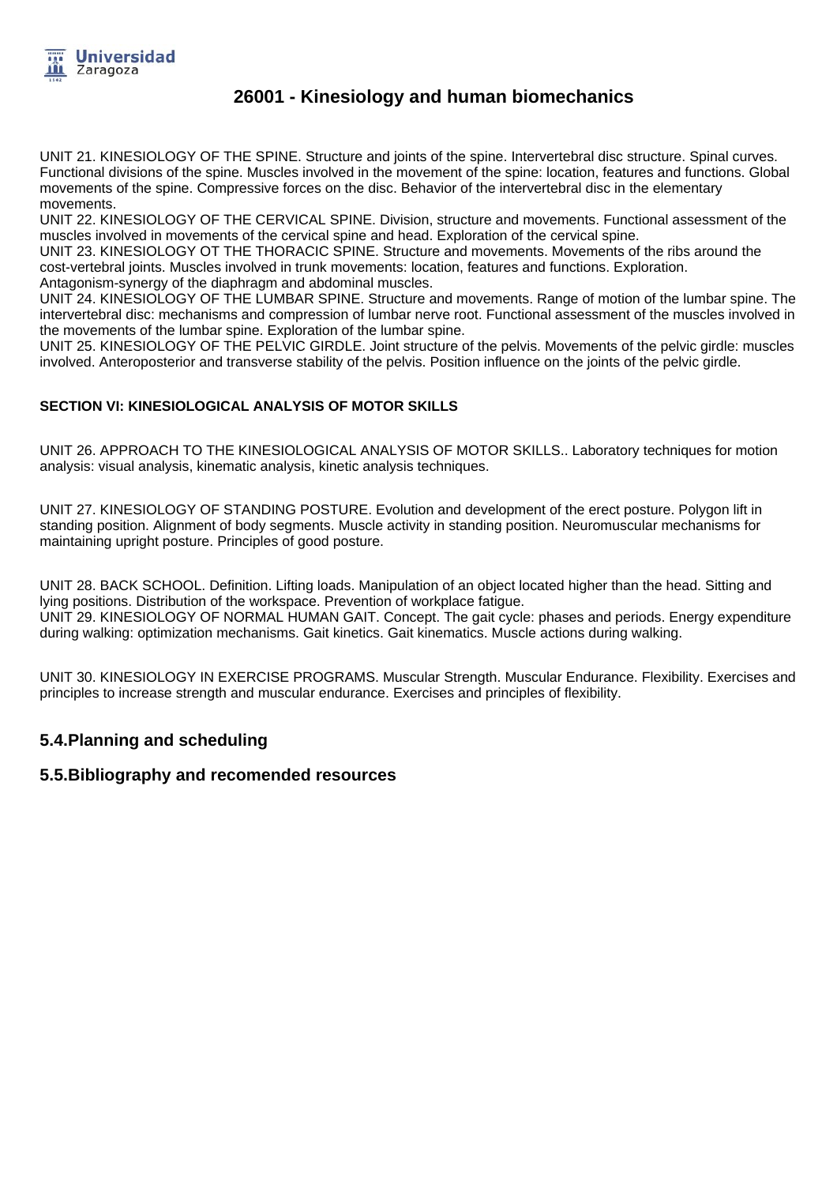UNIT 21. KINESIOLOGY OF THE SPINE. Structure and joints of the spine. Intervertebral disc structure. Spinal curves. Functional divisions of the spine. Muscles involved in the movement of the spine: location, features and functions. Global movements of the spine. Compressive forces on the disc. Behavior of the intervertebral disc in the elementary movements.

UNIT 22. KINESIOLOGY OF THE CERVICAL SPINE. Division, structure and movements. Functional assessment of the muscles involved in movements of the cervical spine and head. Exploration of the cervical spine.

UNIT 23. KINESIOLOGY OT THE THORACIC SPINE. Structure and movements. Movements of the ribs around the cost-vertebral joints. Muscles involved in trunk movements: location, features and functions. Exploration. Antagonism-synergy of the diaphragm and abdominal muscles.

UNIT 24. KINESIOLOGY OF THE LUMBAR SPINE. Structure and movements. Range of motion of the lumbar spine. The intervertebral disc: mechanisms and compression of lumbar nerve root. Functional assessment of the muscles involved in the movements of the lumbar spine. Exploration of the lumbar spine.

UNIT 25. KINESIOLOGY OF THE PELVIC GIRDLE. Joint structure of the pelvis. Movements of the pelvic girdle: muscles involved. Anteroposterior and transverse stability of the pelvis. Position influence on the joints of the pelvic girdle.

**SECTION VI: KINESIOLOGICAL ANALYSIS OF MOTOR SKILLS**

UNIT 26. APPROACH TO THE KINESIOLOGICAL ANALYSIS OF MOTOR SKILLS.. Laboratory techniques for motion analysis: visual analysis, kinematic analysis, kinetic analysis techniques.

UNIT 27. KINESIOLOGY OF STANDING POSTURE. Evolution and development of the erect posture. Polygon lift in standing position. Alignment of body segments. Muscle activity in standing position. Neuromuscular mechanisms for maintaining upright posture. Principles of good posture.

UNIT 28. BACK SCHOOL. Definition. Lifting loads. Manipulation of an object located higher than the head. Sitting and lying positions. Distribution of the workspace. Prevention of workplace fatigue.

UNIT 29. KINESIOLOGY OF NORMAL HUMAN GAIT. Concept. The gait cycle: phases and periods. Energy expenditure during walking: optimization mechanisms. Gait kinetics. Gait kinematics. Muscle actions during walking.

UNIT 30. KINESIOLOGY IN EXERCISE PROGRAMS. Muscular Strength. Muscular Endurance. Flexibility. Exercises and principles to increase strength and muscular endurance. Exercises and principles of flexibility.

## 5.4.Planning and scheduling

## 5.5.Bibliography and recomended resources